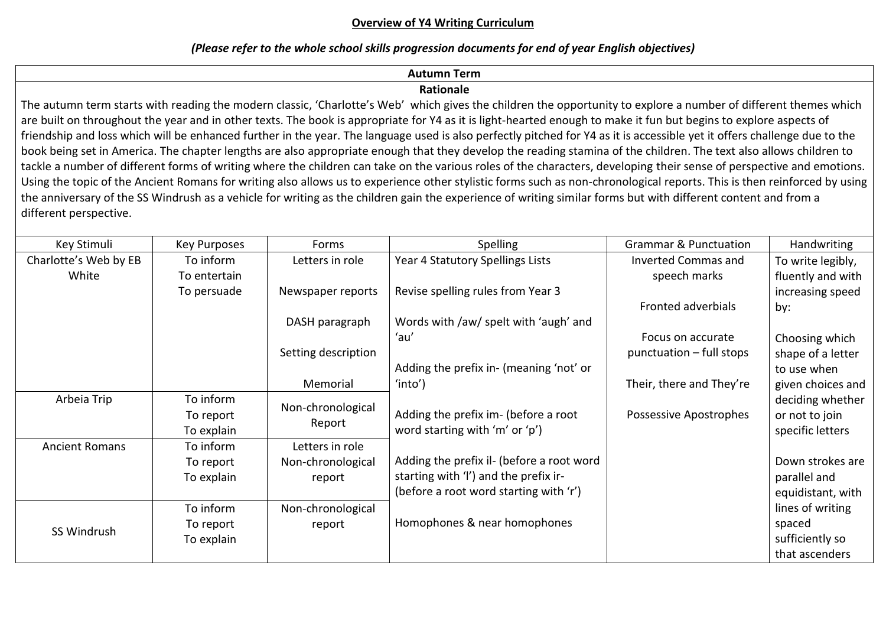**Overview of Y4 Writing Curriculum**

***(Please refer to the whole school skills progression documents for end of year English objectives)***

**Autumn Term**

**Rationale**

The autumn term starts with reading the modern classic, 'Charlotte's Web' which gives the children the opportunity to explore a number of different themes which are built on throughout the year and in other texts. The book is appropriate for Y4 as it is light-hearted enough to make it fun but begins to explore aspects of friendship and loss which will be enhanced further in the year. The language used is also perfectly pitched for Y4 as it is accessible yet it offers challenge due to the book being set in America. The chapter lengths are also appropriate enough that they develop the reading stamina of the children. The text also allows children to tackle a number of different forms of writing where the children can take on the various roles of the characters, developing their sense of perspective and emotions. Using the topic of the Ancient Romans for writing also allows us to experience other stylistic forms such as non-chronological reports. This is then reinforced by using the anniversary of the SS Windrush as a vehicle for writing as the children gain the experience of writing similar forms but with different content and from a different perspective.

| Key Stimuli | Key Purposes | Forms | Spelling | Grammar & Punctuation | Handwriting |
|---|---|---|---|---|---|
| Charlotte's Web by EB White | To inform<br>To entertain<br>To persuade | Letters in role<br><br>Newspaper reports<br><br>DASH paragraph<br><br>Setting description<br><br>Memorial | Year 4 Statutory Spellings Lists<br><br>Revise spelling rules from Year 3<br><br>Words with /aw/ spelt with 'augh' and 'au'<br><br>Adding the prefix in- (meaning 'not' or 'into')<br><br>Adding the prefix im- (before a root word starting with 'm' or 'p')<br><br>Adding the prefix il- (before a root word starting with 'l') and the prefix ir- (before a root word starting with 'r')<br><br>Homophones & near homophones | Inverted Commas and speech marks<br><br>Fronted adverbials<br><br>Focus on accurate punctuation – full stops<br><br>Their, there and They're<br><br>Possessive Apostrophes | To write legibly, fluently and with increasing speed by:<br><br>Choosing which shape of a letter to use when given choices and deciding whether or not to join specific letters<br><br>Down strokes are parallel and equidistant, with lines of writing spaced sufficiently so that ascenders |
| Arbeia Trip | To inform<br>To report<br>To explain | Non-chronological Report | | | |
| Ancient Romans | To inform<br>To report<br>To explain | Letters in role<br>Non-chronological report | | | |
| SS Windrush | To inform<br>To report<br>To explain | Non-chronological report | | | |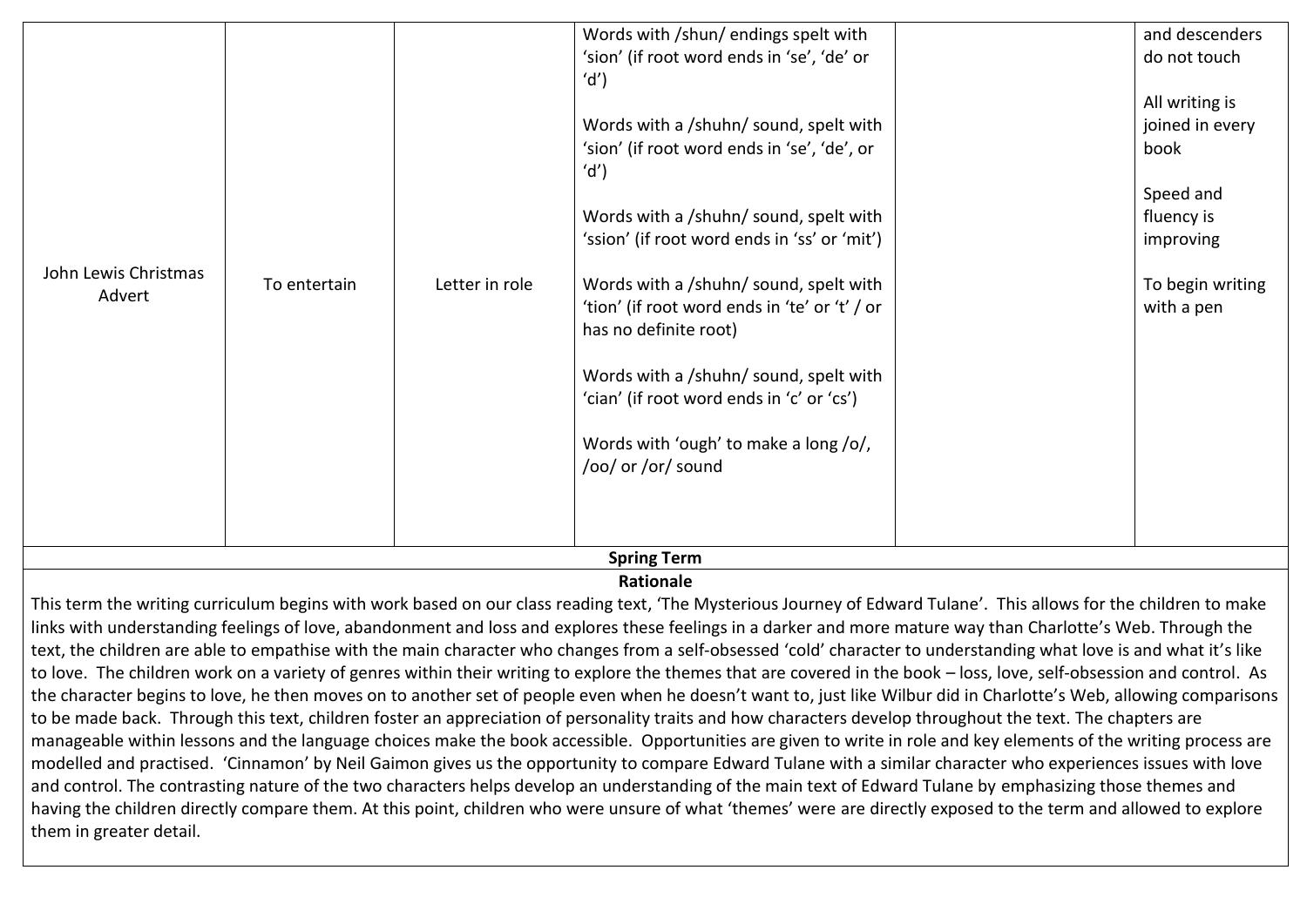| | | | | | |
|---|---|---|---|---|---|
| John Lewis Christmas Advert | To entertain | Letter in role | Words with /shun/ endings spelt with 'sion' (if root word ends in 'se', 'de' or 'd')<br><br>Words with a /shuhn/ sound, spelt with 'sion' (if root word ends in 'se', 'de', or 'd')<br><br>Words with a /shuhn/ sound, spelt with 'ssion' (if root word ends in 'ss' or 'mit')<br><br>Words with a /shuhn/ sound, spelt with 'tion' (if root word ends in 'te' or 't' / or has no definite root)<br><br>Words with a /shuhn/ sound, spelt with 'cian' (if root word ends in 'c' or 'cs')<br><br>Words with 'ough' to make a long /o/, /oo/ or /or/ sound | | and descenders do not touch<br><br>All writing is joined in every book<br><br>Speed and fluency is improving<br><br>To begin writing with a pen |

**Spring Term**

**Rationale**

This term the writing curriculum begins with work based on our class reading text, 'The Mysterious Journey of Edward Tulane'. This allows for the children to make links with understanding feelings of love, abandonment and loss and explores these feelings in a darker and more mature way than Charlotte's Web. Through the text, the children are able to empathise with the main character who changes from a self-obsessed 'cold' character to understanding what love is and what it's like to love. The children work on a variety of genres within their writing to explore the themes that are covered in the book – loss, love, self-obsession and control. As the character begins to love, he then moves on to another set of people even when he doesn't want to, just like Wilbur did in Charlotte's Web, allowing comparisons to be made back. Through this text, children foster an appreciation of personality traits and how characters develop throughout the text. The chapters are manageable within lessons and the language choices make the book accessible. Opportunities are given to write in role and key elements of the writing process are modelled and practised. 'Cinnamon' by Neil Gaimon gives us the opportunity to compare Edward Tulane with a similar character who experiences issues with love and control. The contrasting nature of the two characters helps develop an understanding of the main text of Edward Tulane by emphasizing those themes and having the children directly compare them. At this point, children who were unsure of what 'themes' were are directly exposed to the term and allowed to explore them in greater detail.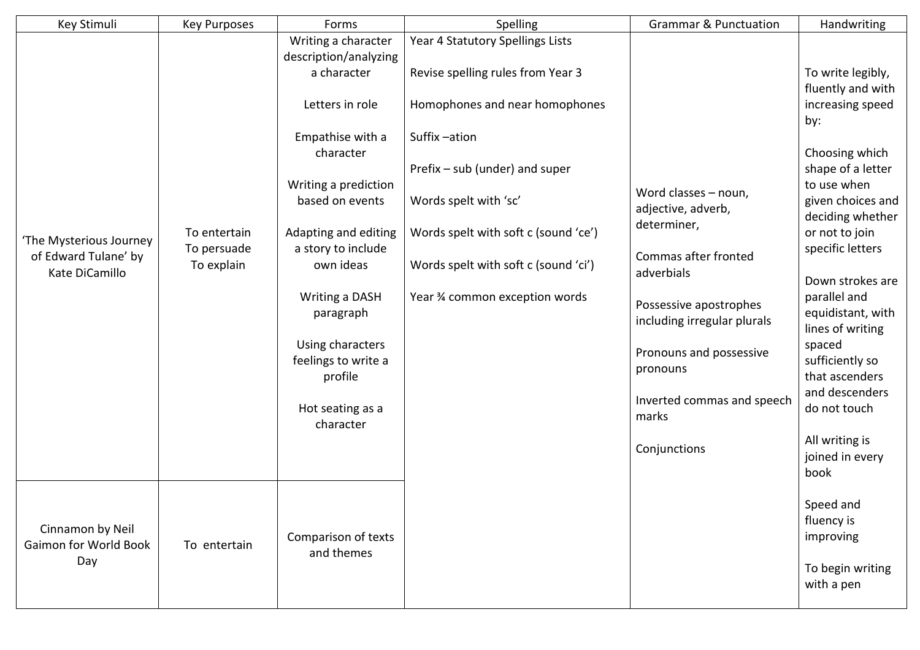| Key Stimuli | Key Purposes | Forms | Spelling | Grammar & Punctuation | Handwriting |
|---|---|---|---|---|---|
| 'The Mysterious Journey of Edward Tulane' by Kate DiCamillo | To entertain<br>To persuade<br>To explain | Writing a character description/analyzing a character<br><br>Letters in role<br><br>Empathise with a character<br><br>Writing a prediction based on events<br><br>Adapting and editing a story to include own ideas<br><br>Writing a DASH paragraph<br><br>Using characters feelings to write a profile<br><br>Hot seating as a character | Year 4 Statutory Spellings Lists<br><br>Revise spelling rules from Year 3<br><br>Homophones and near homophones<br><br>Suffix –ation<br><br>Prefix – sub (under) and super<br><br>Words spelt with 'sc'<br><br>Words spelt with soft c (sound 'ce')<br><br>Words spelt with soft c (sound 'ci')<br><br>Year ¾ common exception words | Word classes – noun, adjective, adverb, determiner,<br><br>Commas after fronted adverbials<br><br>Possessive apostrophes including irregular plurals<br><br>Pronouns and possessive pronouns<br><br>Inverted commas and speech marks<br><br>Conjunctions | To write legibly, fluently and with increasing speed by:<br><br>Choosing which shape of a letter to use when given choices and deciding whether or not to join specific letters<br><br>Down strokes are parallel and equidistant, with lines of writing spaced sufficiently so that ascenders and descenders do not touch<br><br>All writing is joined in every book<br><br>Speed and fluency is improving<br><br>To begin writing with a pen |
| Cinnamon by Neil Gaimon for World Book Day | To entertain | Comparison of texts and themes | | | |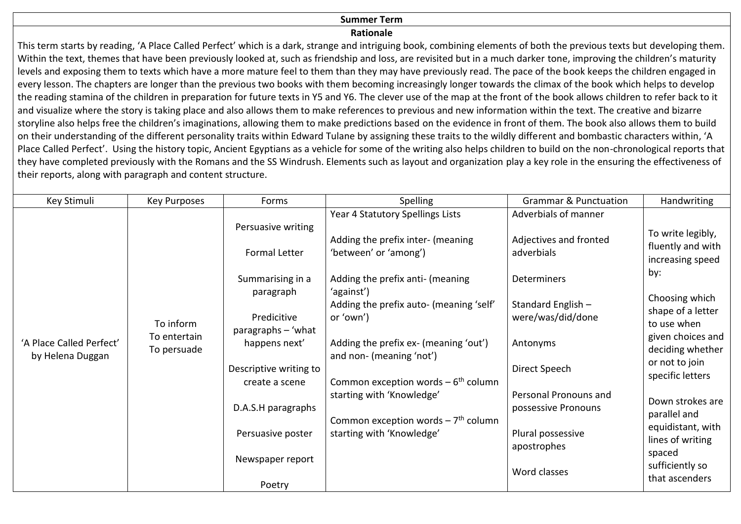## Summer Term

### Rationale

This term starts by reading, 'A Place Called Perfect' which is a dark, strange and intriguing book, combining elements of both the previous texts but developing them. Within the text, themes that have been previously looked at, such as friendship and loss, are revisited but in a much darker tone, improving the children's maturity levels and exposing them to texts which have a more mature feel to them than they may have previously read. The pace of the book keeps the children engaged in every lesson. The chapters are longer than the previous two books with them becoming increasingly longer towards the climax of the book which helps to develop the reading stamina of the children in preparation for future texts in Y5 and Y6. The clever use of the map at the front of the book allows children to refer back to it and visualize where the story is taking place and also allows them to make references to previous and new information within the text. The creative and bizarre storyline also helps free the children's imaginations, allowing them to make predictions based on the evidence in front of them. The book also allows them to build on their understanding of the different personality traits within Edward Tulane by assigning these traits to the wildly different and bombastic characters within, 'A Place Called Perfect'. Using the history topic, Ancient Egyptians as a vehicle for some of the writing also helps children to build on the non-chronological reports that they have completed previously with the Romans and the SS Windrush. Elements such as layout and organization play a key role in the ensuring the effectiveness of their reports, along with paragraph and content structure.

| Key Stimuli | Key Purposes | Forms | Spelling | Grammar & Punctuation | Handwriting |
|---|---|---|---|---|---|
| 'A Place Called Perfect' by Helena Duggan | To inform<br>To entertain<br>To persuade | Persuasive writing<br><br>Formal Letter<br><br>Summarising in a paragraph<br><br>Predicitive paragraphs – 'what happens next'<br><br>Descriptive writing to create a scene<br><br>D.A.S.H paragraphs<br><br>Persuasive poster<br><br>Newspaper report<br><br>Poetry | Year 4 Statutory Spellings Lists<br><br>Adding the prefix inter- (meaning 'between' or 'among')<br><br>Adding the prefix anti- (meaning 'against')<br>Adding the prefix auto- (meaning 'self' or 'own')<br><br>Adding the prefix ex- (meaning 'out') and non- (meaning 'not')<br><br>Common exception words – 6th column starting with 'Knowledge'<br><br>Common exception words – 7th column starting with 'Knowledge' | Adverbials of manner<br><br>Adjectives and fronted adverbials<br><br>Determiners<br><br>Standard English – were/was/did/done<br><br>Antonyms<br><br>Direct Speech<br><br>Personal Pronouns and possessive Pronouns<br><br>Plural possessive apostrophes<br><br>Word classes | To write legibly, fluently and with increasing speed by:<br><br>Choosing which shape of a letter to use when given choices and deciding whether or not to join specific letters<br><br>Down strokes are parallel and equidistant, with lines of writing spaced sufficiently so that ascenders |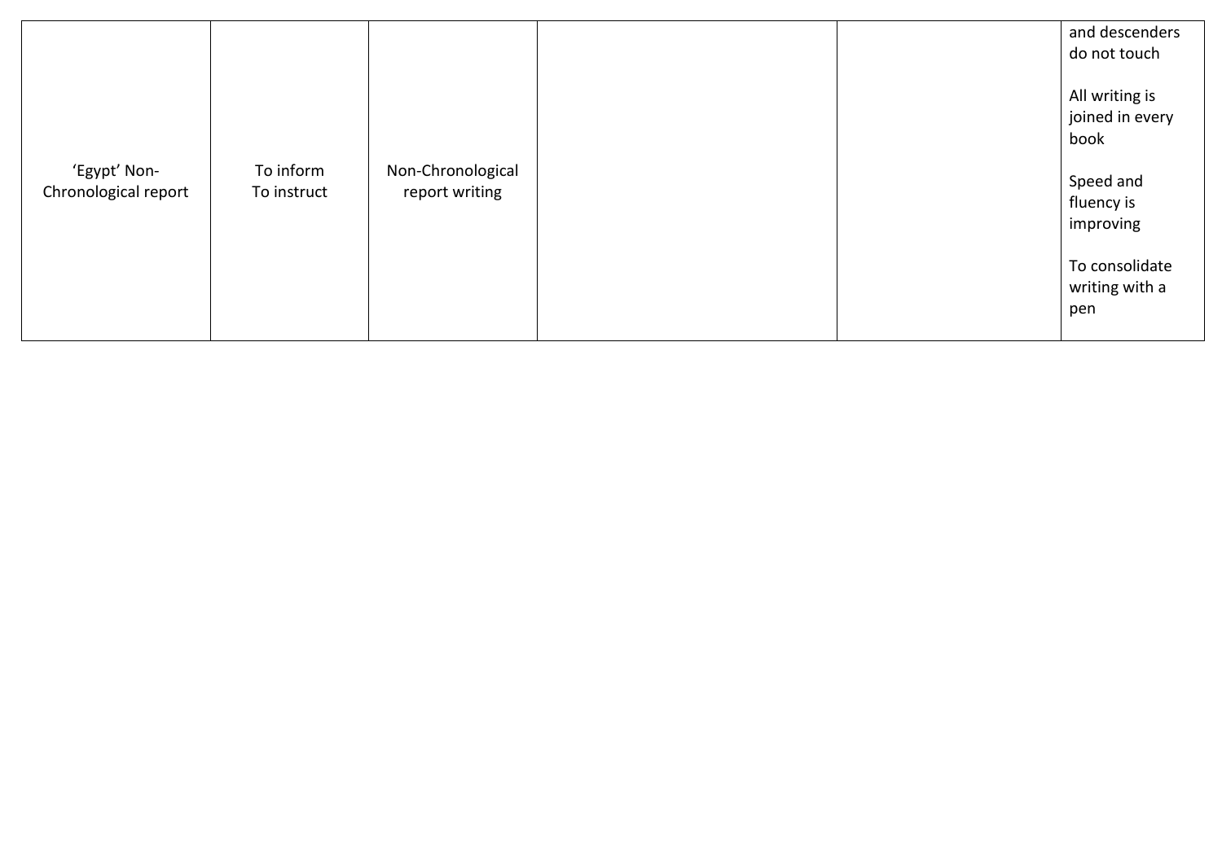| | | | | | |
|---|---|---|---|---|---|
| 'Egypt' Non-Chronological report | To inform<br>To instruct | Non-Chronological report writing | | | and descenders do not touch<br><br>All writing is joined in every book<br><br>Speed and fluency is improving<br><br>To consolidate writing with a pen |